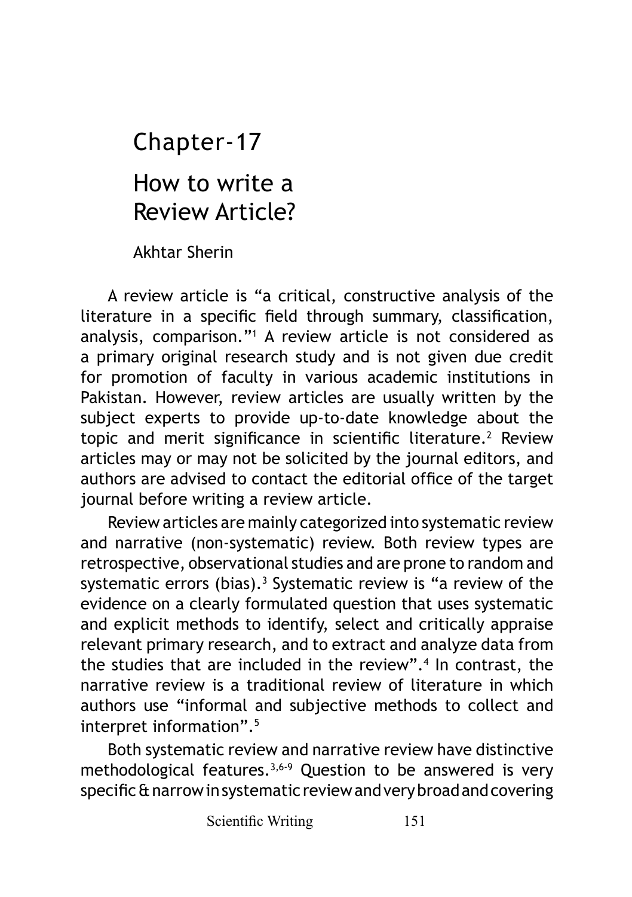# Chapter-17

# How to write a Review Article?

Akhtar Sherin

A review article is "a critical, constructive analysis of the literature in a specific field through summary, classification, analysis, comparison."[1] A review article is not considered as a primary original research study and is not given due credit for promotion of faculty in various academic institutions in Pakistan. However, review articles are usually written by the subject experts to provide up-to-date knowledge about the topic and merit significance in scientific literature.[2] Review articles may or may not be solicited by the journal editors, and authors are advised to contact the editorial office of the target journal before writing a review article.

Review articles are mainly categorized into systematic review and narrative (non-systematic) review. Both review types are retrospective, observational studies and are prone to random and systematic errors (bias).[3] Systematic review is "a review of the evidence on a clearly formulated question that uses systematic and explicit methods to identify, select and critically appraise relevant primary research, and to extract and analyze data from the studies that are included in the review".[4] In contrast, the narrative review is a traditional review of literature in which authors use "informal and subjective methods to collect and interpret information".[5]

Both systematic review and narrative review have distinctive methodological features.[3,6-9] Question to be answered is very specific & narrow in systematic review and very broad and covering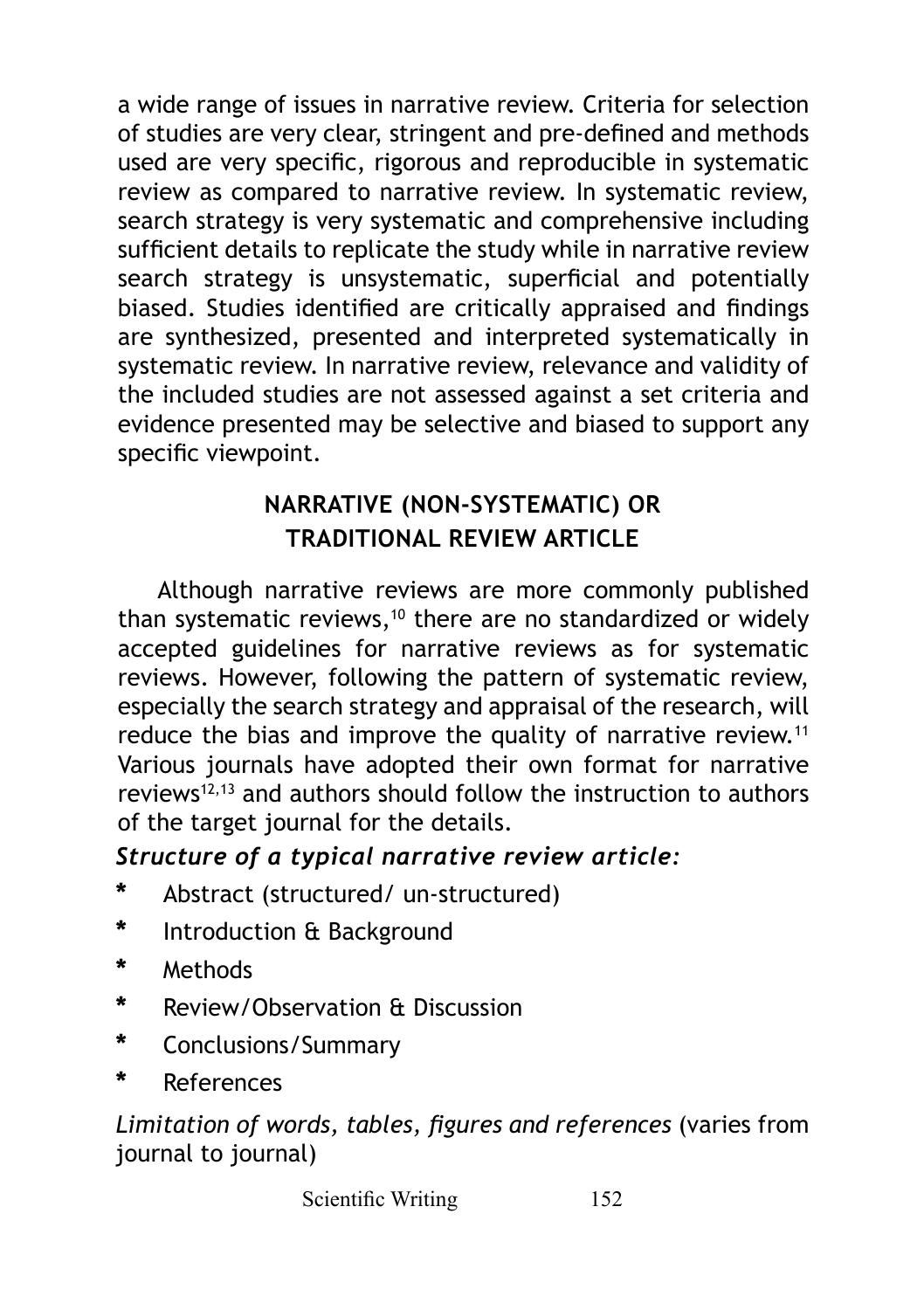a wide range of issues in narrative review. Criteria for selection of studies are very clear, stringent and pre-defined and methods used are very specific, rigorous and reproducible in systematic review as compared to narrative review. In systematic review, search strategy is very systematic and comprehensive including sufficient details to replicate the study while in narrative review search strategy is unsystematic, superficial and potentially biased. Studies identified are critically appraised and findings are synthesized, presented and interpreted systematically in systematic review. In narrative review, relevance and validity of the included studies are not assessed against a set criteria and evidence presented may be selective and biased to support any specific viewpoint.

## NARRATIVE (NON-SYSTEMATIC) OR TRADITIONAL REVIEW ARTICLE

Although narrative reviews are more commonly published than systematic reviews,[10] there are no standardized or widely accepted guidelines for narrative reviews as for systematic reviews. However, following the pattern of systematic review, especially the search strategy and appraisal of the research, will reduce the bias and improve the quality of narrative review.[11] Various journals have adopted their own format for narrative reviews[12,13] and authors should follow the instruction to authors of the target journal for the details.

***Structure of a typical narrative review article:***

- Abstract (structured/ un-structured)
- Introduction & Background
- Methods
- Review/Observation & Discussion
- Conclusions/Summary
- References

*Limitation of words, tables, figures and references* (varies from journal to journal)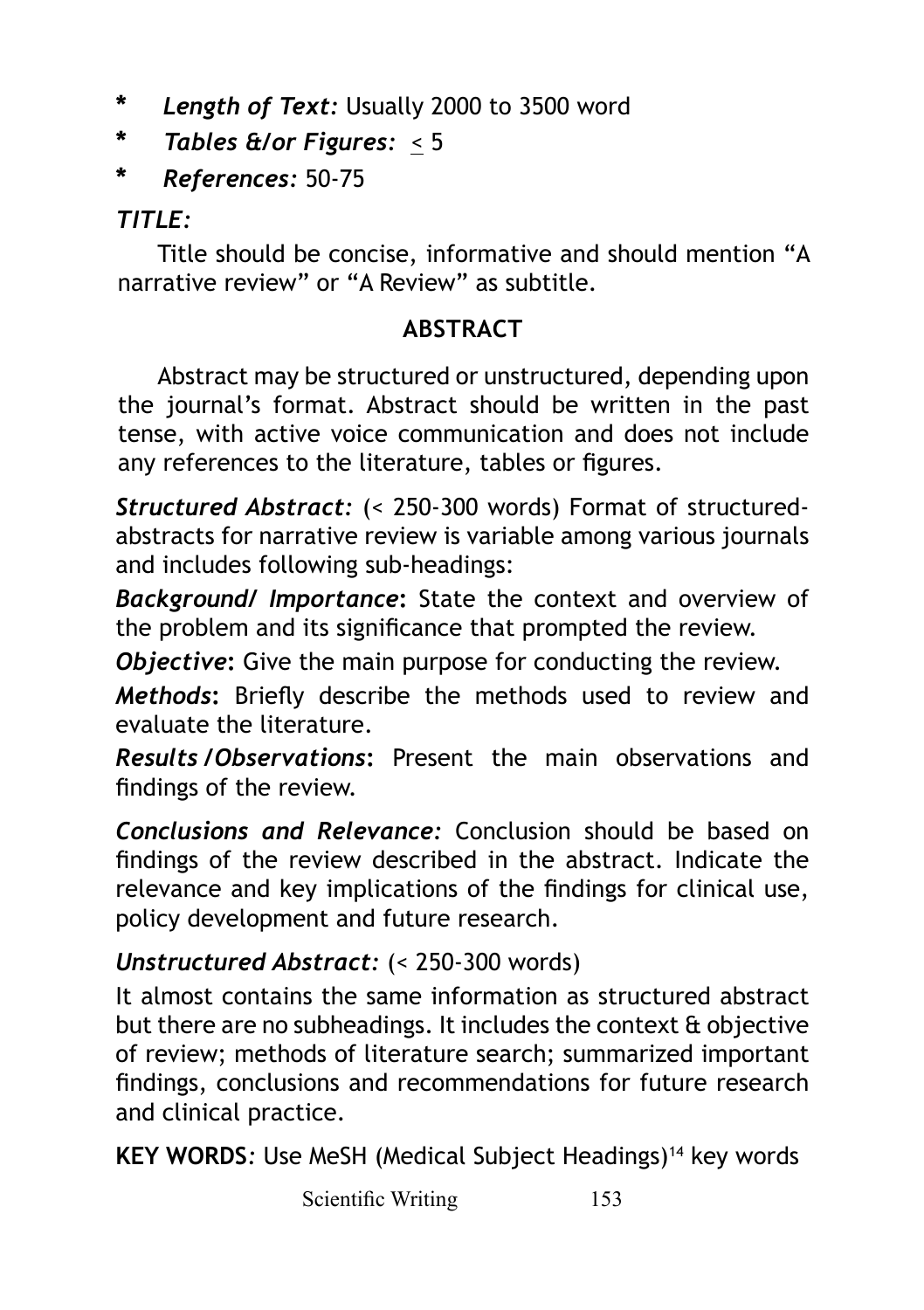- ***Length of Text:*** Usually 2000 to 3500 word
- ***Tables &/or Figures:*** $\leq 5$
- ***References:*** 50-75

***TITLE:***

Title should be concise, informative and should mention "A narrative review" or "A Review" as subtitle.

## ABSTRACT

Abstract may be structured or unstructured, depending upon the journal's format. Abstract should be written in the past tense, with active voice communication and does not include any references to the literature, tables or figures.

***Structured Abstract:*** (< 250-300 words) Format of structured-abstracts for narrative review is variable among various journals and includes following sub-headings:

***Background/ Importance*****:** State the context and overview of the problem and its significance that prompted the review.

***Objective*****:** Give the main purpose for conducting the review.

***Methods*****:** Briefly describe the methods used to review and evaluate the literature.

***Results /Observations*****:** Present the main observations and findings of the review.

***Conclusions and Relevance:*** Conclusion should be based on findings of the review described in the abstract. Indicate the relevance and key implications of the findings for clinical use, policy development and future research.

***Unstructured Abstract:*** (< 250-300 words)

It almost contains the same information as structured abstract but there are no subheadings. It includes the context & objective of review; methods of literature search; summarized important findings, conclusions and recommendations for future research and clinical practice.

**KEY WORDS***:* Use MeSH (Medical Subject Headings)[14] key words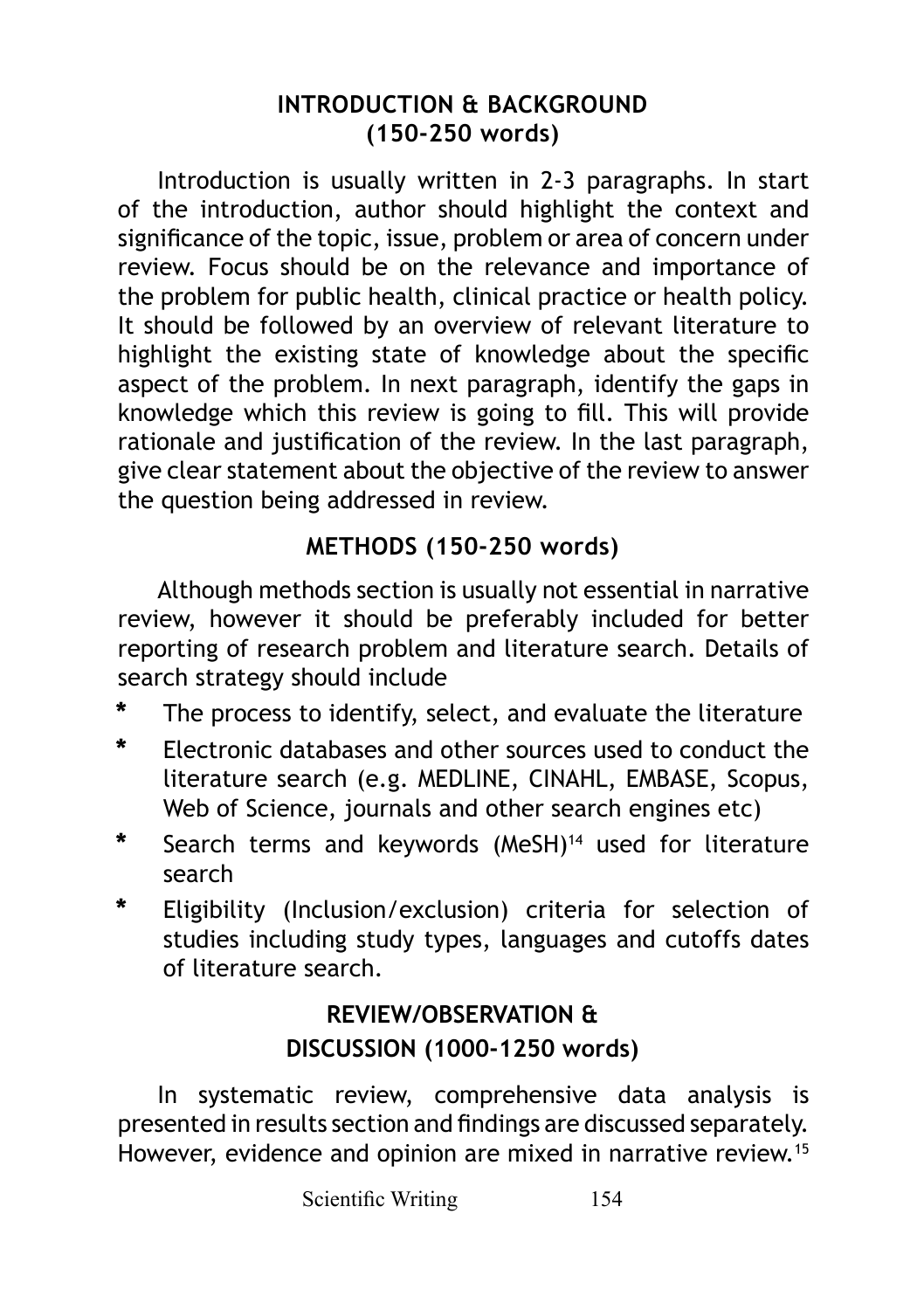## INTRODUCTION & BACKGROUND (150-250 words)

Introduction is usually written in 2-3 paragraphs. In start of the introduction, author should highlight the context and significance of the topic, issue, problem or area of concern under review. Focus should be on the relevance and importance of the problem for public health, clinical practice or health policy. It should be followed by an overview of relevant literature to highlight the existing state of knowledge about the specific aspect of the problem. In next paragraph, identify the gaps in knowledge which this review is going to fill. This will provide rationale and justification of the review. In the last paragraph, give clear statement about the objective of the review to answer the question being addressed in review.

## METHODS (150-250 words)

Although methods section is usually not essential in narrative review, however it should be preferably included for better reporting of research problem and literature search. Details of search strategy should include

* The process to identify, select, and evaluate the literature
* Electronic databases and other sources used to conduct the literature search (e.g. MEDLINE, CINAHL, EMBASE, Scopus, Web of Science, journals and other search engines etc)
* Search terms and keywords (MeSH)[14] used for literature search
* Eligibility (Inclusion/exclusion) criteria for selection of studies including study types, languages and cutoffs dates of literature search.

## REVIEW/OBSERVATION & DISCUSSION (1000-1250 words)

In systematic review, comprehensive data analysis is presented in results section and findings are discussed separately. However, evidence and opinion are mixed in narrative review.[15]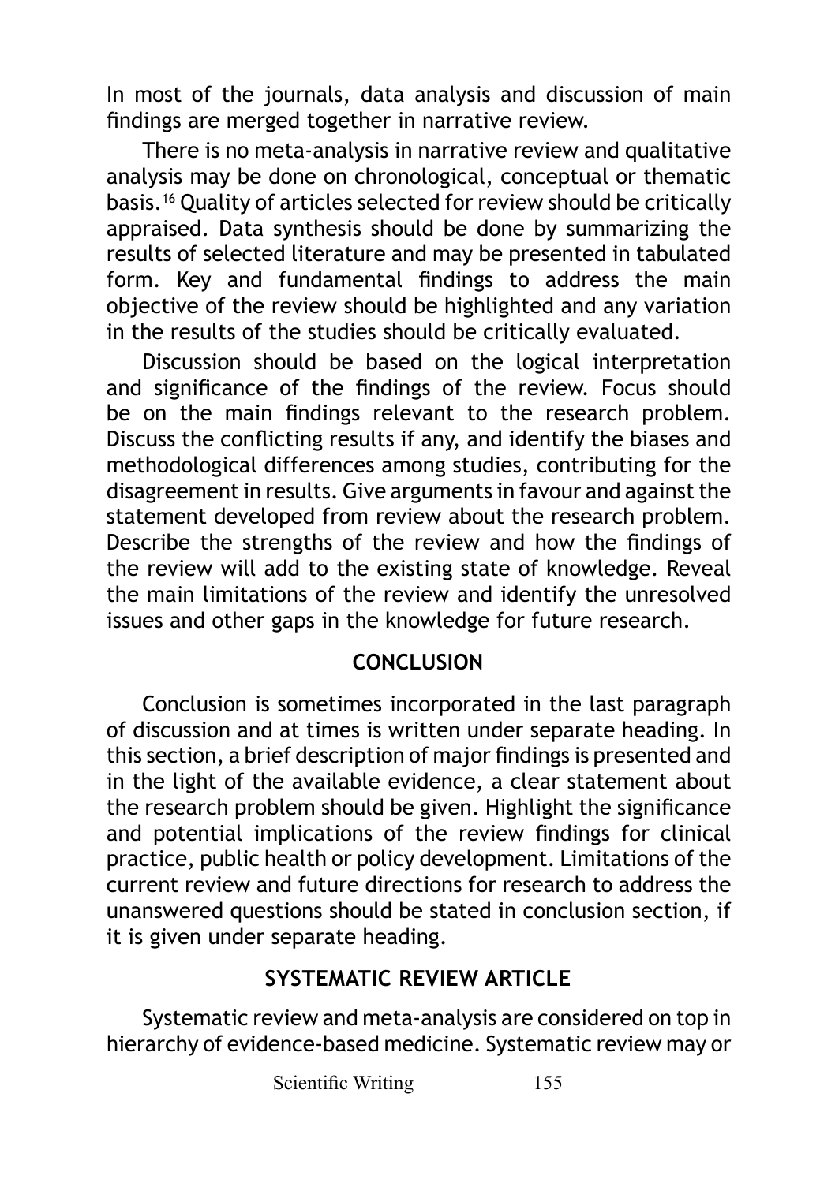In most of the journals, data analysis and discussion of main findings are merged together in narrative review.

There is no meta-analysis in narrative review and qualitative analysis may be done on chronological, conceptual or thematic basis.[16] Quality of articles selected for review should be critically appraised. Data synthesis should be done by summarizing the results of selected literature and may be presented in tabulated form. Key and fundamental findings to address the main objective of the review should be highlighted and any variation in the results of the studies should be critically evaluated.

Discussion should be based on the logical interpretation and significance of the findings of the review. Focus should be on the main findings relevant to the research problem. Discuss the conflicting results if any, and identify the biases and methodological differences among studies, contributing for the disagreement in results. Give arguments in favour and against the statement developed from review about the research problem. Describe the strengths of the review and how the findings of the review will add to the existing state of knowledge. Reveal the main limitations of the review and identify the unresolved issues and other gaps in the knowledge for future research.

## CONCLUSION

Conclusion is sometimes incorporated in the last paragraph of discussion and at times is written under separate heading. In this section, a brief description of major findings is presented and in the light of the available evidence, a clear statement about the research problem should be given. Highlight the significance and potential implications of the review findings for clinical practice, public health or policy development. Limitations of the current review and future directions for research to address the unanswered questions should be stated in conclusion section, if it is given under separate heading.

## SYSTEMATIC REVIEW ARTICLE

Systematic review and meta-analysis are considered on top in hierarchy of evidence-based medicine. Systematic review may or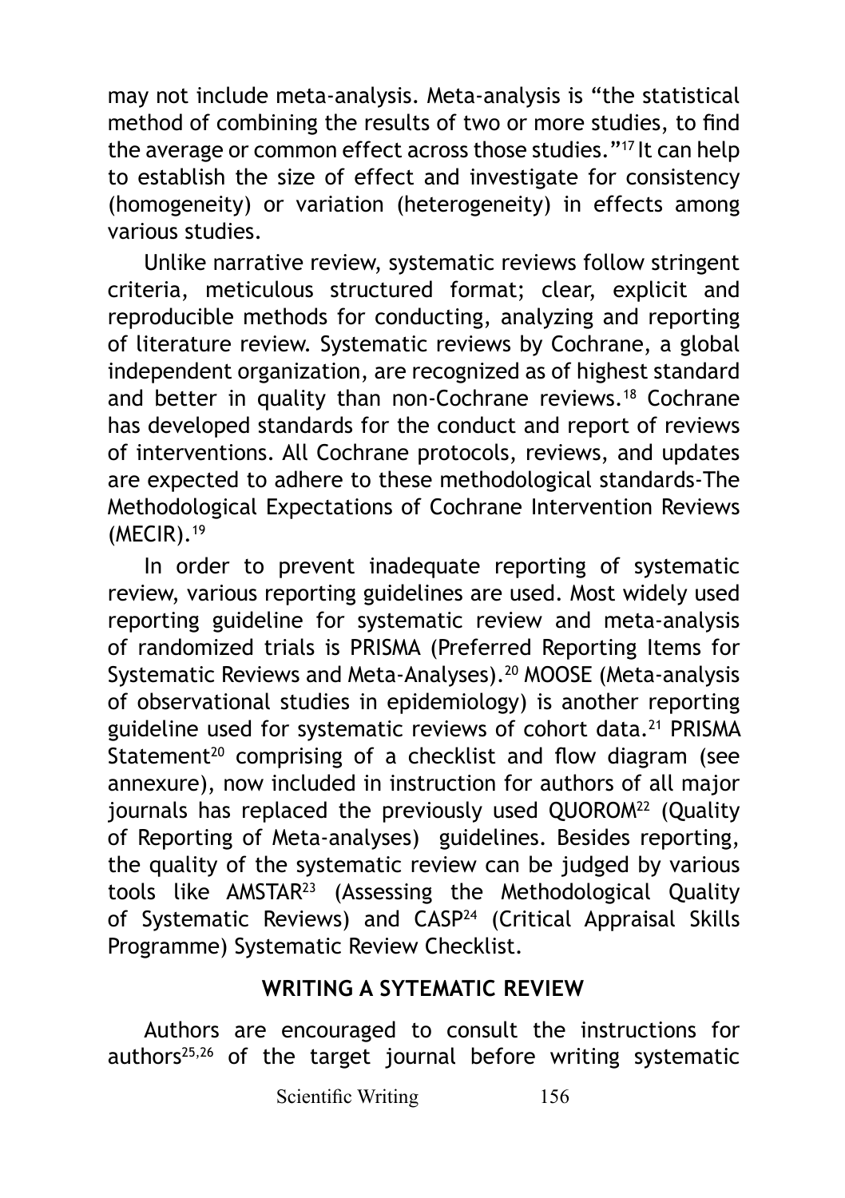may not include meta-analysis. Meta-analysis is "the statistical method of combining the results of two or more studies, to find the average or common effect across those studies."[17] It can help to establish the size of effect and investigate for consistency (homogeneity) or variation (heterogeneity) in effects among various studies.

Unlike narrative review, systematic reviews follow stringent criteria, meticulous structured format; clear, explicit and reproducible methods for conducting, analyzing and reporting of literature review. Systematic reviews by Cochrane, a global independent organization, are recognized as of highest standard and better in quality than non-Cochrane reviews.[18] Cochrane has developed standards for the conduct and report of reviews of interventions. All Cochrane protocols, reviews, and updates are expected to adhere to these methodological standards-The Methodological Expectations of Cochrane Intervention Reviews (MECIR).[19]

In order to prevent inadequate reporting of systematic review, various reporting guidelines are used. Most widely used reporting guideline for systematic review and meta-analysis of randomized trials is PRISMA (Preferred Reporting Items for Systematic Reviews and Meta-Analyses).[20] MOOSE (Meta-analysis of observational studies in epidemiology) is another reporting guideline used for systematic reviews of cohort data.[21] PRISMA Statement[20] comprising of a checklist and flow diagram (see annexure), now included in instruction for authors of all major journals has replaced the previously used QUOROM[22] (Quality of Reporting of Meta-analyses) guidelines. Besides reporting, the quality of the systematic review can be judged by various tools like AMSTAR[23] (Assessing the Methodological Quality of Systematic Reviews) and CASP[24] (Critical Appraisal Skills Programme) Systematic Review Checklist.

## WRITING A SYTEMATIC REVIEW

Authors are encouraged to consult the instructions for authors[25,26] of the target journal before writing systematic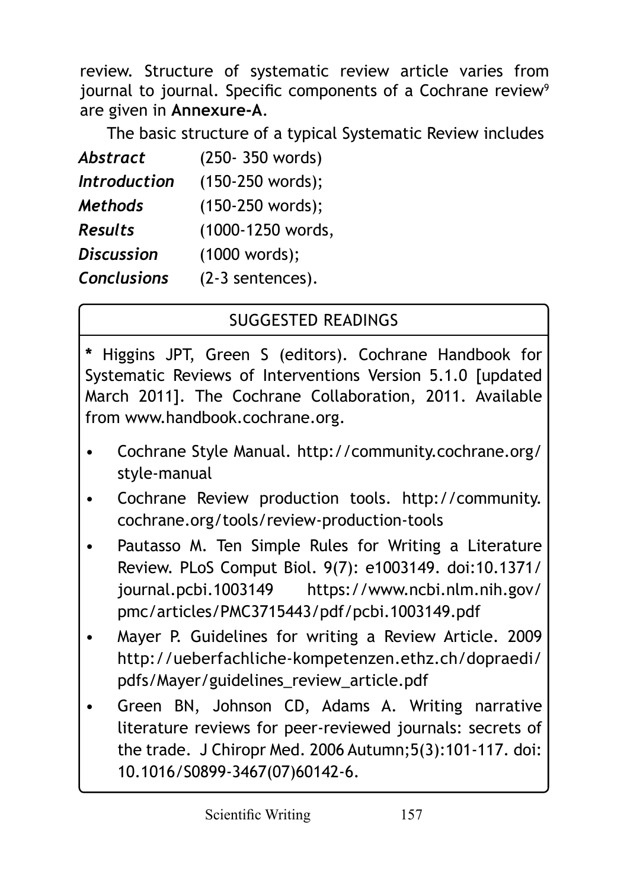review. Structure of systematic review article varies from journal to journal. Specific components of a Cochrane review[9] are given in **Annexure-A**.

The basic structure of a typical Systematic Review includes

***Abstract*** (250- 350 words)
***Introduction*** (150-250 words);
***Methods*** (150-250 words);
***Results*** (1000-1250 words,
***Discussion*** (1000 words);
***Conclusions*** (2-3 sentences).

### SUGGESTED READINGS

**\*** Higgins JPT, Green S (editors). Cochrane Handbook for Systematic Reviews of Interventions Version 5.1.0 [updated March 2011]. The Cochrane Collaboration, 2011. Available from www.handbook.cochrane.org.

- Cochrane Style Manual. http://community.cochrane.org/style-manual
- Cochrane Review production tools. http://community.cochrane.org/tools/review-production-tools
- Pautasso M. Ten Simple Rules for Writing a Literature Review. PLoS Comput Biol. 9(7): e1003149. doi:10.1371/journal.pcbi.1003149 https://www.ncbi.nlm.nih.gov/pmc/articles/PMC3715443/pdf/pcbi.1003149.pdf
- Mayer P. Guidelines for writing a Review Article. 2009 http://ueberfachliche-kompetenzen.ethz.ch/dopraedi/pdfs/Mayer/guidelines_review_article.pdf
- Green BN, Johnson CD, Adams A. Writing narrative literature reviews for peer-reviewed journals: secrets of the trade. J Chiropr Med. 2006 Autumn;5(3):101-117. doi: 10.1016/S0899-3467(07)60142-6.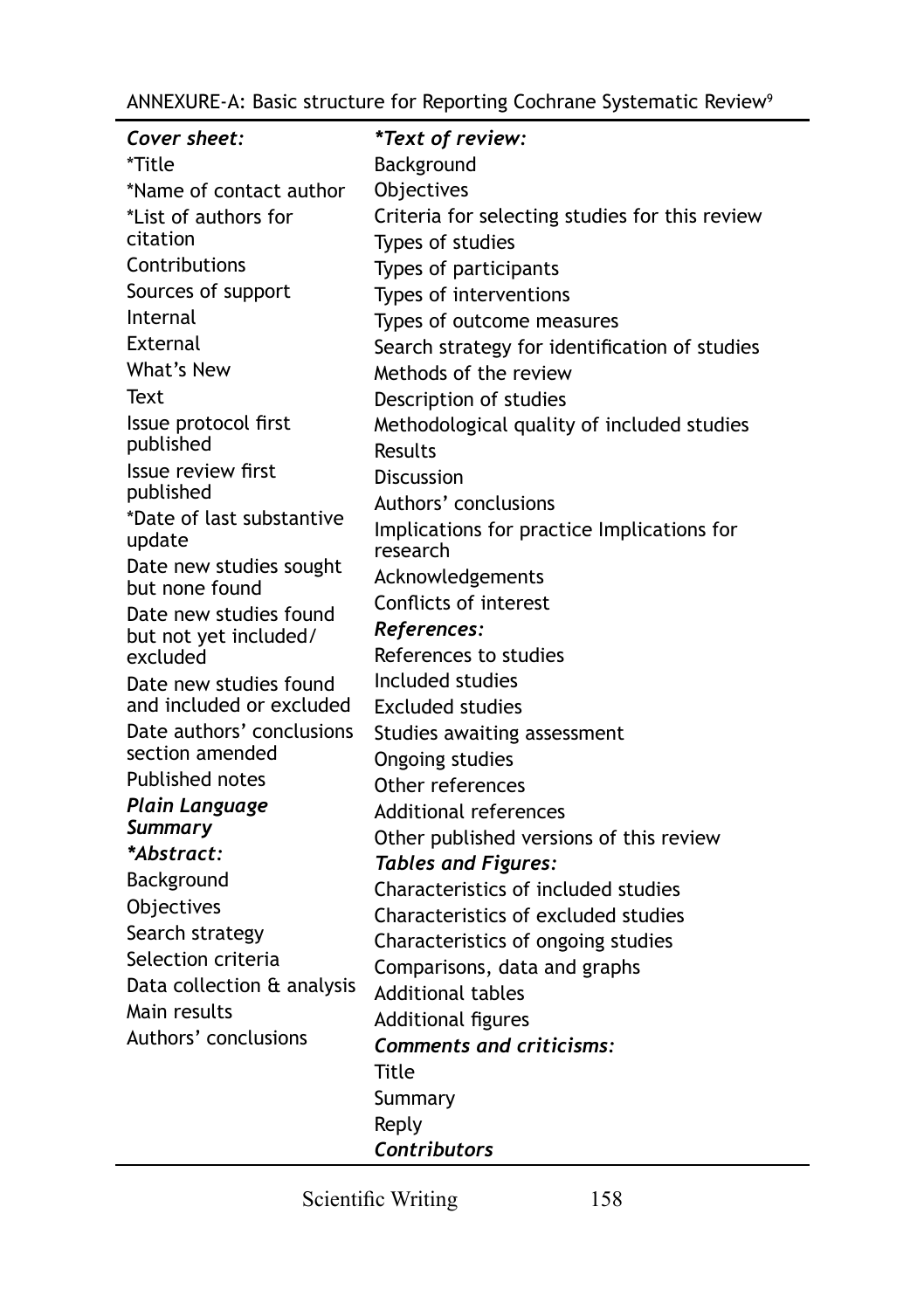ANNEXURE-A: Basic structure for Reporting Cochrane Systematic Review[9]

***Cover sheet:***

*Title

*Name of contact author

*List of authors for citation

Contributions

Sources of support

Internal

External

What's New

Text

Issue protocol first published

Issue review first published

*Date of last substantive update

Date new studies sought but none found

Date new studies found but not yet included/ excluded

Date new studies found and included or excluded

Date authors' conclusions section amended

Published notes

***Plain Language Summary***

***\*Abstract:***

Background

Objectives

Search strategy

Selection criteria

Data collection & analysis

Main results

Authors' conclusions

***\*Text of review:***

Background

Objectives

Criteria for selecting studies for this review

Types of studies

Types of participants

Types of interventions

Types of outcome measures

Search strategy for identification of studies

Methods of the review

Description of studies

Methodological quality of included studies

Results

Discussion

Authors' conclusions

Implications for practice Implications for research

Acknowledgements

Conflicts of interest

***References:***

References to studies

Included studies

Excluded studies

Studies awaiting assessment

Ongoing studies

Other references

Additional references

Other published versions of this review

***Tables and Figures:***

Characteristics of included studies

Characteristics of excluded studies

Characteristics of ongoing studies

Comparisons, data and graphs

Additional tables

Additional figures

***Comments and criticisms:***

Title

Summary

Reply

***Contributors***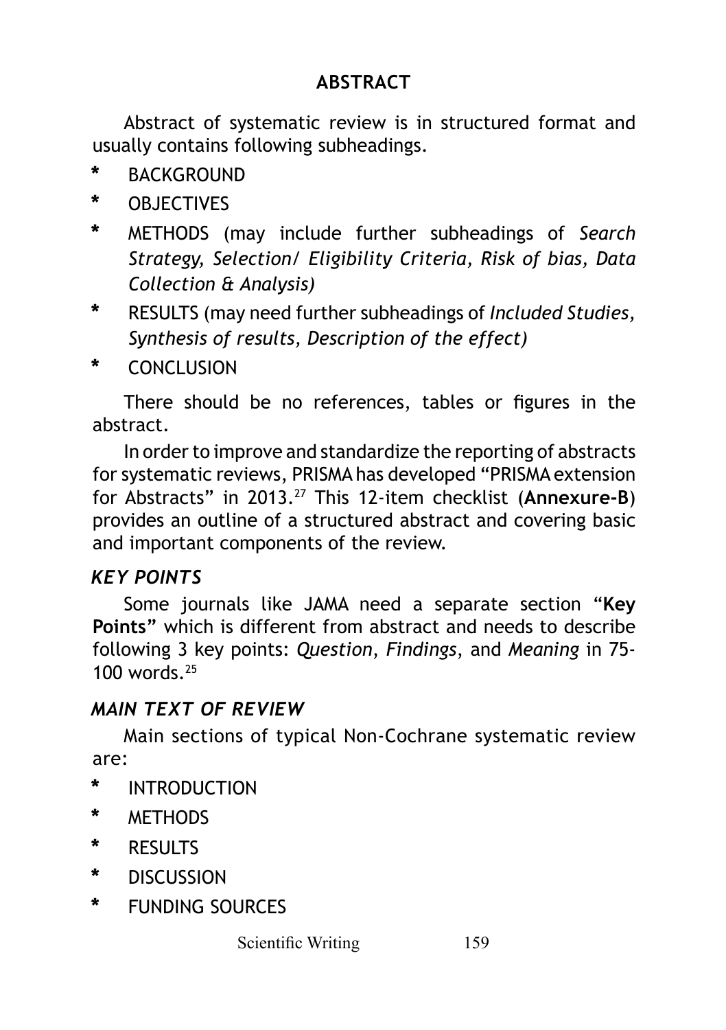## ABSTRACT

Abstract of systematic review is in structured format and usually contains following subheadings.

* BACKGROUND
* OBJECTIVES
* METHODS (may include further subheadings of *Search Strategy, Selection/ Eligibility Criteria, Risk of bias, Data Collection & Analysis)*
* RESULTS (may need further subheadings of *Included Studies, Synthesis of results, Description of the effect)*
* CONCLUSION

There should be no references, tables or figures in the abstract.

In order to improve and standardize the reporting of abstracts for systematic reviews, PRISMA has developed "PRISMA extension for Abstracts" in 2013.[27] This 12-item checklist (**Annexure-B**) provides an outline of a structured abstract and covering basic and important components of the review.

### *KEY POINTS*

Some journals like JAMA need a separate section "**Key Points"** which is different from abstract and needs to describe following 3 key points: *Question*, *Findings*, and *Meaning* in 75-100 words.[25]

### *MAIN TEXT OF REVIEW*

Main sections of typical Non-Cochrane systematic review are:

* INTRODUCTION
* METHODS
* RESULTS
* DISCUSSION
* FUNDING SOURCES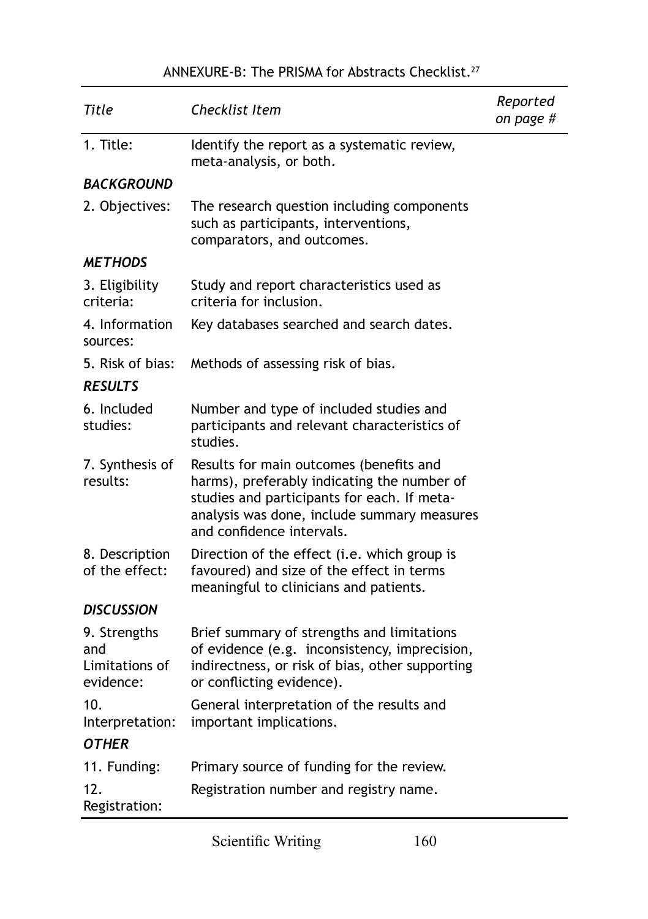ANNEXURE-B: The PRISMA for Abstracts Checklist.[27]

| *Title* | *Checklist Item* | *Reported on page #* |
|---|---|---|
| 1. Title: | Identify the report as a systematic review, meta-analysis, or both. | |
| ***BACKGROUND*** | | |
| 2. Objectives: | The research question including components such as participants, interventions, comparators, and outcomes. | |
| ***METHODS*** | | |
| 3. Eligibility criteria: | Study and report characteristics used as criteria for inclusion. | |
| 4. Information sources: | Key databases searched and search dates. | |
| 5. Risk of bias: | Methods of assessing risk of bias. | |
| ***RESULTS*** | | |
| 6. Included studies: | Number and type of included studies and participants and relevant characteristics of studies. | |
| 7. Synthesis of results: | Results for main outcomes (benefits and harms), preferably indicating the number of studies and participants for each. If meta-analysis was done, include summary measures and confidence intervals. | |
| 8. Description of the effect: | Direction of the effect (i.e. which group is favoured) and size of the effect in terms meaningful to clinicians and patients. | |
| ***DISCUSSION*** | | |
| 9. Strengths and Limitations of evidence: | Brief summary of strengths and limitations of evidence (e.g. inconsistency, imprecision, indirectness, or risk of bias, other supporting or conflicting evidence). | |
| 10. Interpretation: | General interpretation of the results and important implications. | |
| ***OTHER*** | | |
| 11. Funding: | Primary source of funding for the review. | |
| 12. Registration: | Registration number and registry name. | |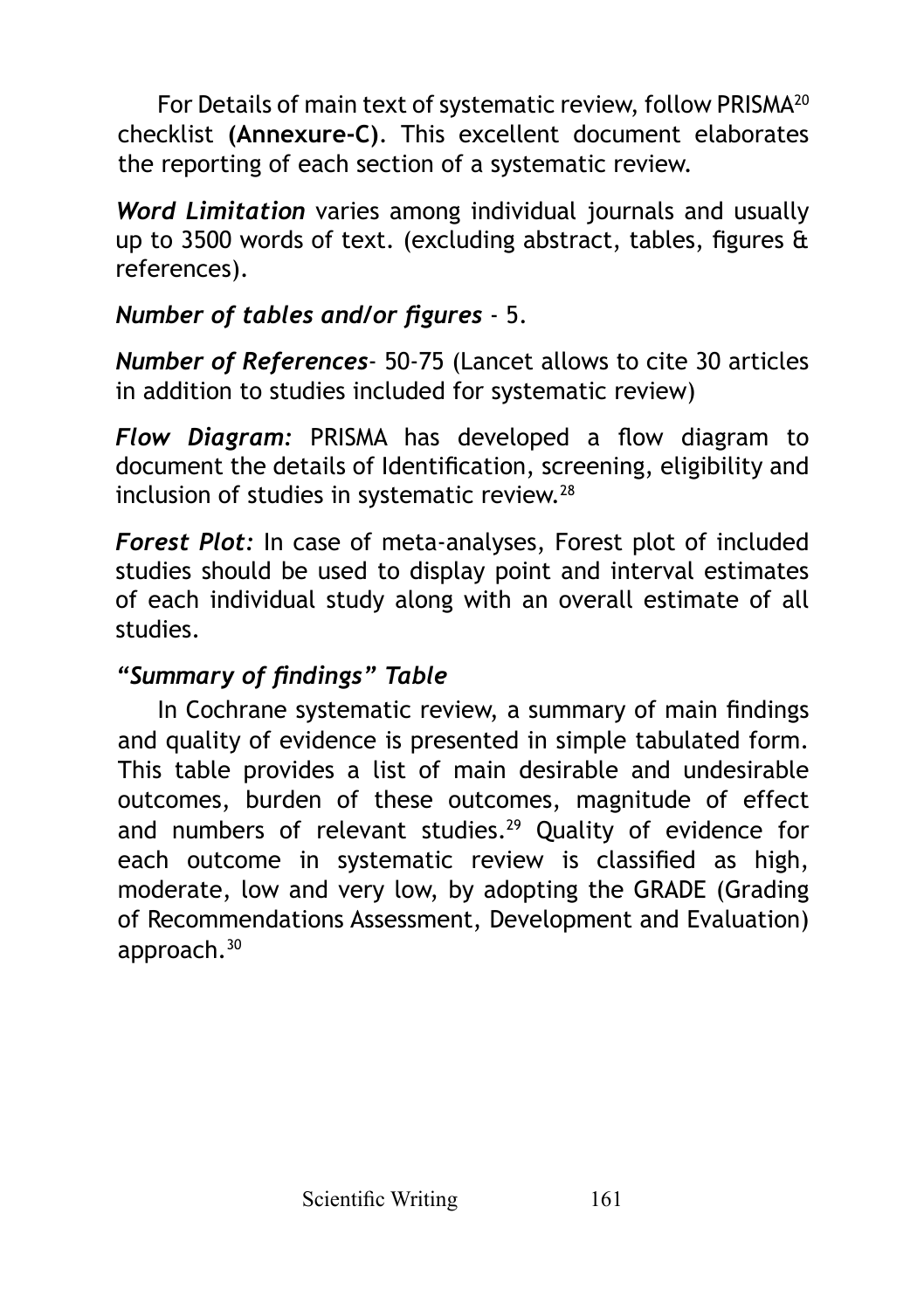For Details of main text of systematic review, follow PRISMA[20] checklist **(Annexure-C)**. This excellent document elaborates the reporting of each section of a systematic review.

***Word Limitation*** varies among individual journals and usually up to 3500 words of text. (excluding abstract, tables, figures & references).

***Number of tables and/or figures*** - 5.

***Number of References***- 50-75 (Lancet allows to cite 30 articles in addition to studies included for systematic review)

***Flow Diagram:*** PRISMA has developed a flow diagram to document the details of Identification, screening, eligibility and inclusion of studies in systematic review.[28]

***Forest Plot:*** In case of meta-analyses, Forest plot of included studies should be used to display point and interval estimates of each individual study along with an overall estimate of all studies.

***"Summary of findings" Table***

In Cochrane systematic review, a summary of main findings and quality of evidence is presented in simple tabulated form. This table provides a list of main desirable and undesirable outcomes, burden of these outcomes, magnitude of effect and numbers of relevant studies.[29] Quality of evidence for each outcome in systematic review is classified as high, moderate, low and very low, by adopting the GRADE (Grading of Recommendations Assessment, Development and Evaluation) approach.[30]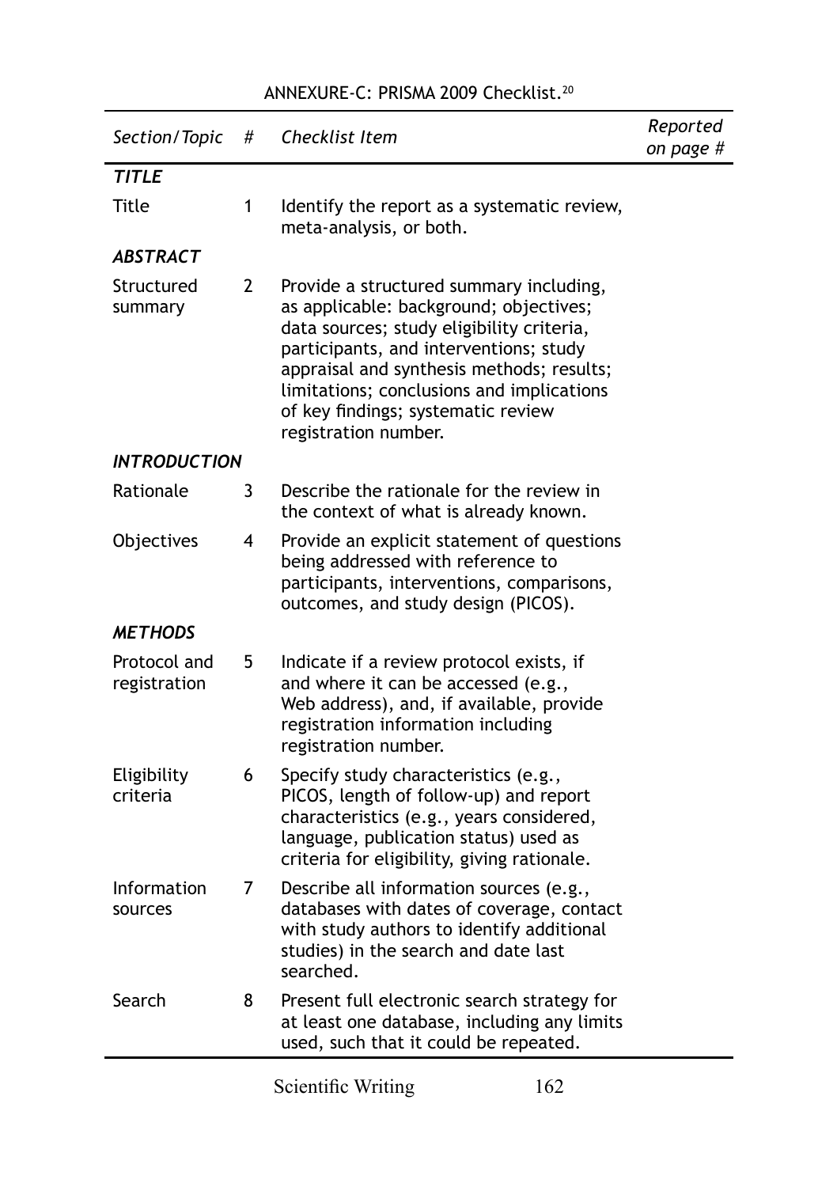ANNEXURE-C: PRISMA 2009 Checklist.[20]

| *Section/Topic* | *#* | *Checklist Item* | *Reported on page #* |
|---|---|---|---|
| ***TITLE*** | | | |
| Title | 1 | Identify the report as a systematic review, meta-analysis, or both. | |
| ***ABSTRACT*** | | | |
| Structured summary | 2 | Provide a structured summary including, as applicable: background; objectives; data sources; study eligibility criteria, participants, and interventions; study appraisal and synthesis methods; results; limitations; conclusions and implications of key findings; systematic review registration number. | |
| ***INTRODUCTION*** | | | |
| Rationale | 3 | Describe the rationale for the review in the context of what is already known. | |
| Objectives | 4 | Provide an explicit statement of questions being addressed with reference to participants, interventions, comparisons, outcomes, and study design (PICOS). | |
| ***METHODS*** | | | |
| Protocol and registration | 5 | Indicate if a review protocol exists, if and where it can be accessed (e.g., Web address), and, if available, provide registration information including registration number. | |
| Eligibility criteria | 6 | Specify study characteristics (e.g., PICOS, length of follow-up) and report characteristics (e.g., years considered, language, publication status) used as criteria for eligibility, giving rationale. | |
| Information sources | 7 | Describe all information sources (e.g., databases with dates of coverage, contact with study authors to identify additional studies) in the search and date last searched. | |
| Search | 8 | Present full electronic search strategy for at least one database, including any limits used, such that it could be repeated. | |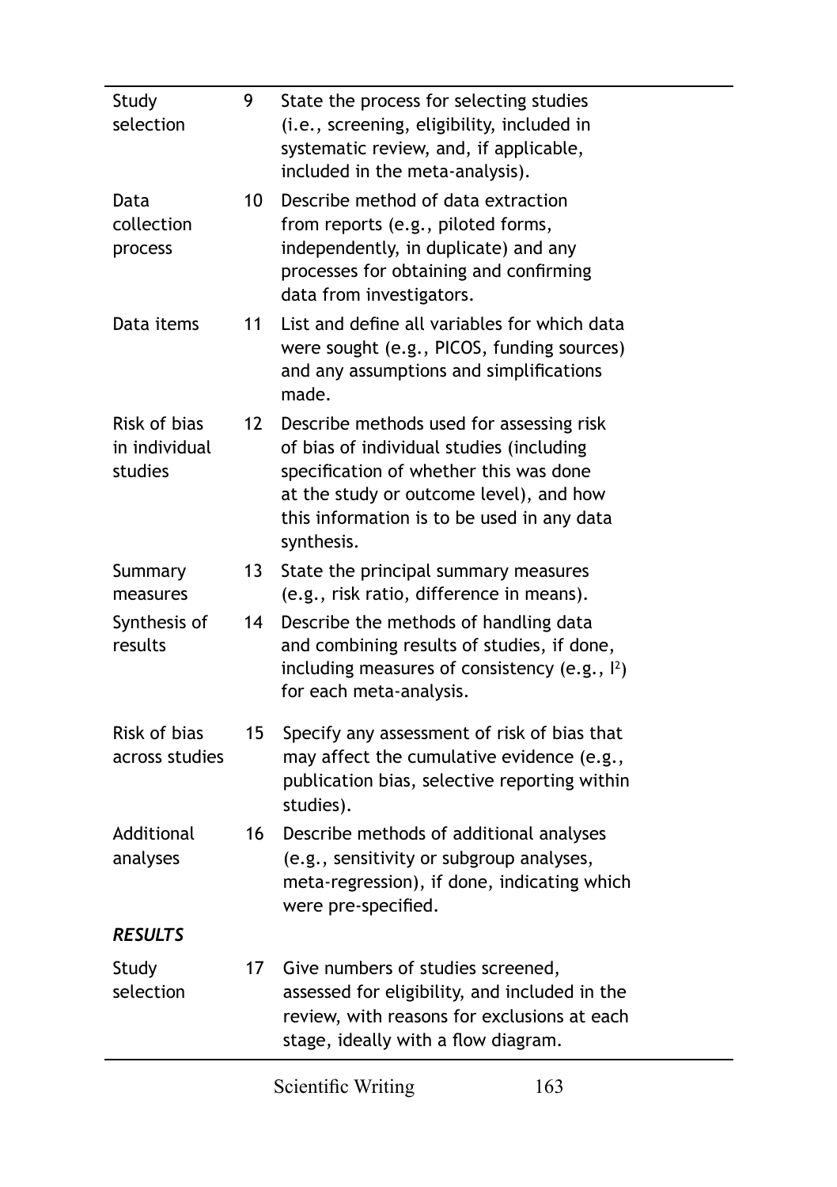| | | |
|---|---|---|
| Study selection | 9 | State the process for selecting studies (i.e., screening, eligibility, included in systematic review, and, if applicable, included in the meta-analysis). |
| Data collection process | 10 | Describe method of data extraction from reports (e.g., piloted forms, independently, in duplicate) and any processes for obtaining and confirming data from investigators. |
| Data items | 11 | List and define all variables for which data were sought (e.g., PICOS, funding sources) and any assumptions and simplifications made. |
| Risk of bias in individual studies | 12 | Describe methods used for assessing risk of bias of individual studies (including specification of whether this was done at the study or outcome level), and how this information is to be used in any data synthesis. |
| Summary measures | 13 | State the principal summary measures (e.g., risk ratio, difference in means). |
| Synthesis of results | 14 | Describe the methods of handling data and combining results of studies, if done, including measures of consistency (e.g., $I^2$) for each meta-analysis. |
| Risk of bias across studies | 15 | Specify any assessment of risk of bias that may affect the cumulative evidence (e.g., publication bias, selective reporting within studies). |
| Additional analyses | 16 | Describe methods of additional analyses (e.g., sensitivity or subgroup analyses, meta-regression), if done, indicating which were pre-specified. |
| ***RESULTS*** | | |
| Study selection | 17 | Give numbers of studies screened, assessed for eligibility, and included in the review, with reasons for exclusions at each stage, ideally with a flow diagram. |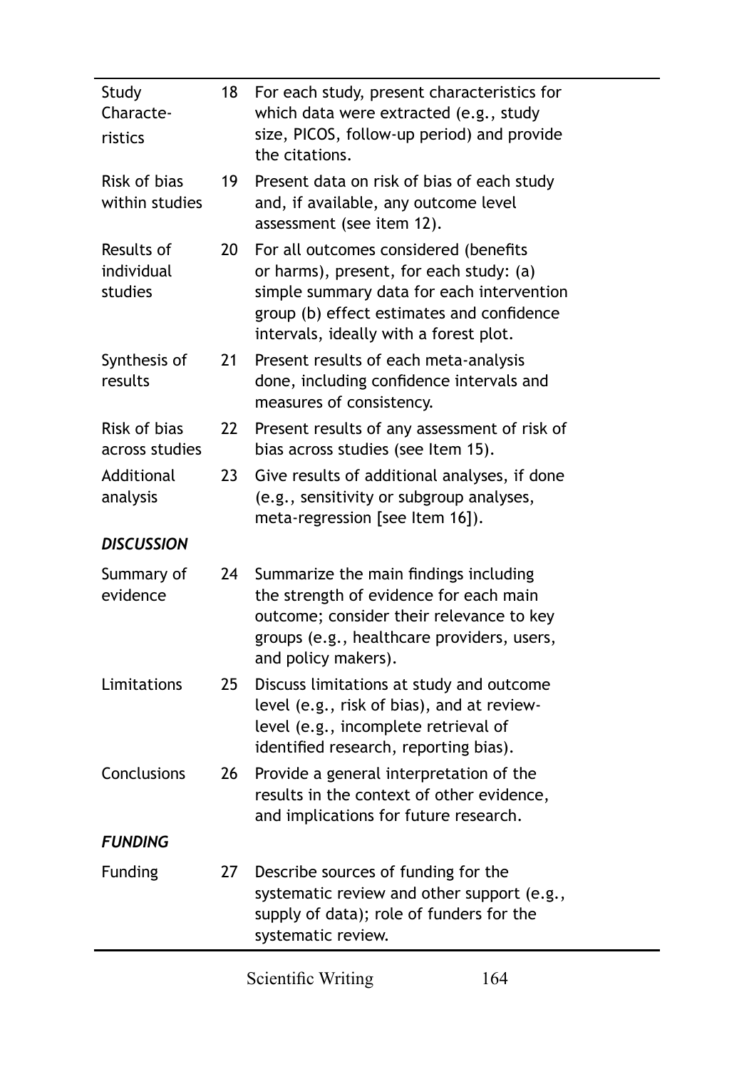| | | |
|---|---|---|
| Study Characteristics | 18 | For each study, present characteristics for which data were extracted (e.g., study size, PICOS, follow-up period) and provide the citations. |
| Risk of bias within studies | 19 | Present data on risk of bias of each study and, if available, any outcome level assessment (see item 12). |
| Results of individual studies | 20 | For all outcomes considered (benefits or harms), present, for each study: (a) simple summary data for each intervention group (b) effect estimates and confidence intervals, ideally with a forest plot. |
| Synthesis of results | 21 | Present results of each meta-analysis done, including confidence intervals and measures of consistency. |
| Risk of bias across studies | 22 | Present results of any assessment of risk of bias across studies (see Item 15). |
| Additional analysis | 23 | Give results of additional analyses, if done (e.g., sensitivity or subgroup analyses, meta-regression [see Item 16]). |
| ***DISCUSSION*** | | |
| Summary of evidence | 24 | Summarize the main findings including the strength of evidence for each main outcome; consider their relevance to key groups (e.g., healthcare providers, users, and policy makers). |
| Limitations | 25 | Discuss limitations at study and outcome level (e.g., risk of bias), and at review-level (e.g., incomplete retrieval of identified research, reporting bias). |
| Conclusions | 26 | Provide a general interpretation of the results in the context of other evidence, and implications for future research. |
| ***FUNDING*** | | |
| Funding | 27 | Describe sources of funding for the systematic review and other support (e.g., supply of data); role of funders for the systematic review. |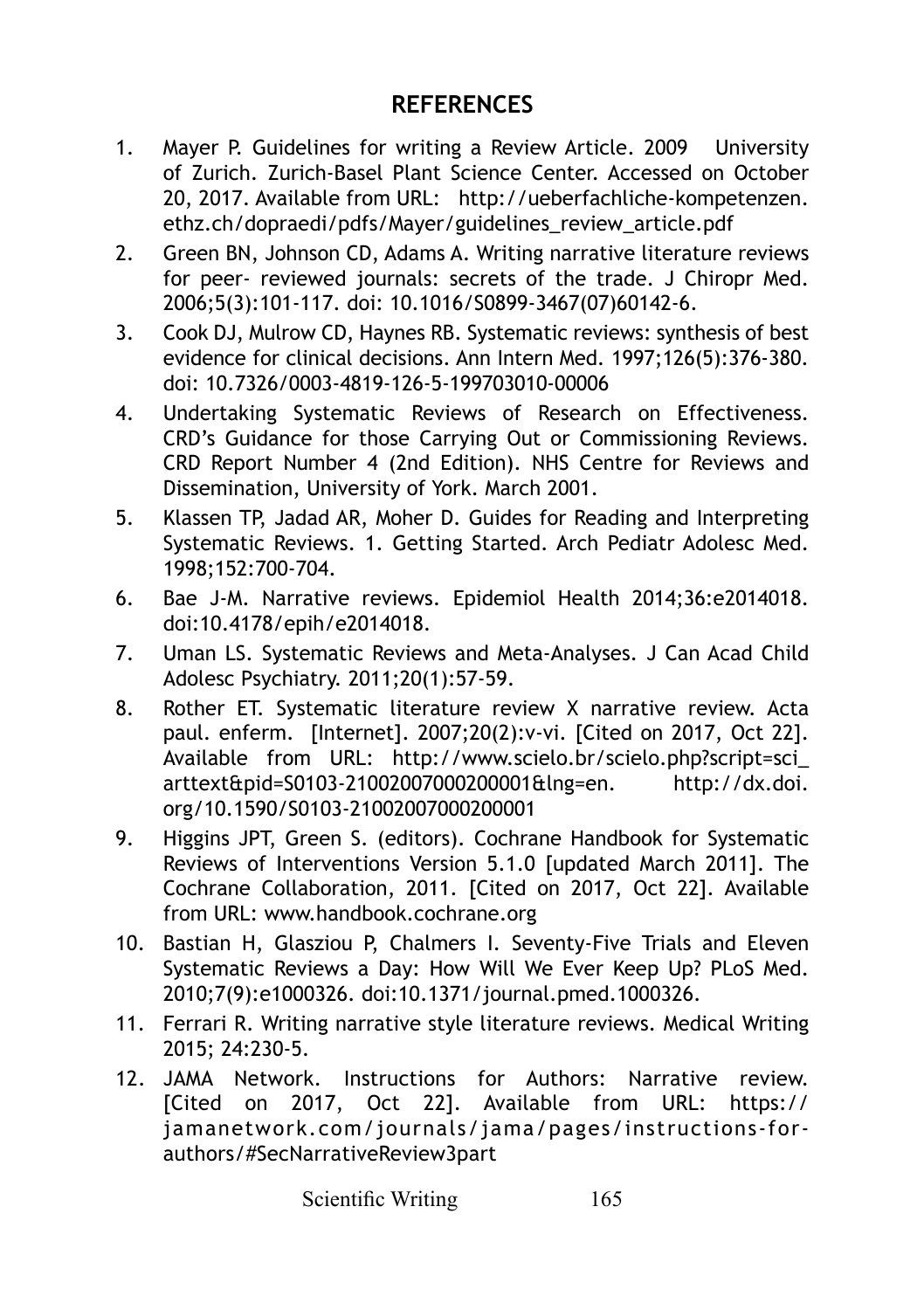## REFERENCES

1. Mayer P. Guidelines for writing a Review Article. 2009 University of Zurich. Zurich-Basel Plant Science Center. Accessed on October 20, 2017. Available from URL: http://ueberfachliche-kompetenzen.ethz.ch/dopraedi/pdfs/Mayer/guidelines_review_article.pdf
2. Green BN, Johnson CD, Adams A. Writing narrative literature reviews for peer- reviewed journals: secrets of the trade. J Chiropr Med. 2006;5(3):101-117. doi: 10.1016/S0899-3467(07)60142-6.
3. Cook DJ, Mulrow CD, Haynes RB. Systematic reviews: synthesis of best evidence for clinical decisions. Ann Intern Med. 1997;126(5):376-380. doi: 10.7326/0003-4819-126-5-199703010-00006
4. Undertaking Systematic Reviews of Research on Effectiveness. CRD's Guidance for those Carrying Out or Commissioning Reviews. CRD Report Number 4 (2nd Edition). NHS Centre for Reviews and Dissemination, University of York. March 2001.
5. Klassen TP, Jadad AR, Moher D. Guides for Reading and Interpreting Systematic Reviews. 1. Getting Started. Arch Pediatr Adolesc Med. 1998;152:700-704.
6. Bae J-M. Narrative reviews. Epidemiol Health 2014;36:e2014018. doi:10.4178/epih/e2014018.
7. Uman LS. Systematic Reviews and Meta-Analyses. J Can Acad Child Adolesc Psychiatry. 2011;20(1):57-59.
8. Rother ET. Systematic literature review X narrative review. Acta paul. enferm. [Internet]. 2007;20(2):v-vi. [Cited on 2017, Oct 22]. Available from URL: http://www.scielo.br/scielo.php?script=sci_arttext&pid=S0103-21002007000200001&lng=en. http://dx.doi.org/10.1590/S0103-21002007000200001
9. Higgins JPT, Green S. (editors). Cochrane Handbook for Systematic Reviews of Interventions Version 5.1.0 [updated March 2011]. The Cochrane Collaboration, 2011. [Cited on 2017, Oct 22]. Available from URL: www.handbook.cochrane.org
10. Bastian H, Glasziou P, Chalmers I. Seventy-Five Trials and Eleven Systematic Reviews a Day: How Will We Ever Keep Up? PLoS Med. 2010;7(9):e1000326. doi:10.1371/journal.pmed.1000326.
11. Ferrari R. Writing narrative style literature reviews. Medical Writing 2015; 24:230-5.
12. JAMA Network. Instructions for Authors: Narrative review. [Cited on 2017, Oct 22]. Available from URL: https://jamanetwork.com/journals/jama/pages/instructions-for-authors/#SecNarrativeReview3part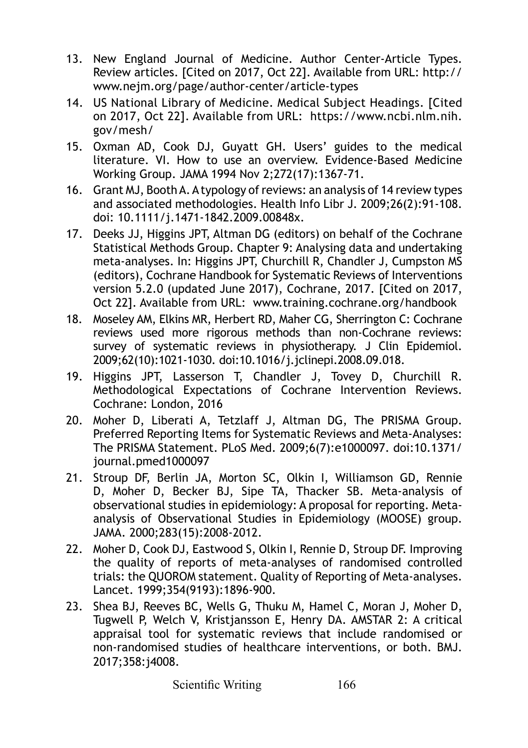13. New England Journal of Medicine. Author Center-Article Types. Review articles. [Cited on 2017, Oct 22]. Available from URL: http://www.nejm.org/page/author-center/article-types
14. US National Library of Medicine. Medical Subject Headings. [Cited on 2017, Oct 22]. Available from URL: https://www.ncbi.nlm.nih.gov/mesh/
15. Oxman AD, Cook DJ, Guyatt GH. Users' guides to the medical literature. VI. How to use an overview. Evidence-Based Medicine Working Group. JAMA 1994 Nov 2;272(17):1367-71.
16. Grant MJ, Booth A. A typology of reviews: an analysis of 14 review types and associated methodologies. Health Info Libr J. 2009;26(2):91-108. doi: 10.1111/j.1471-1842.2009.00848x.
17. Deeks JJ, Higgins JPT, Altman DG (editors) on behalf of the Cochrane Statistical Methods Group. Chapter 9: Analysing data and undertaking meta-analyses. In: Higgins JPT, Churchill R, Chandler J, Cumpston MS (editors), Cochrane Handbook for Systematic Reviews of Interventions version 5.2.0 (updated June 2017), Cochrane, 2017. [Cited on 2017, Oct 22]. Available from URL: www.training.cochrane.org/handbook
18. Moseley AM, Elkins MR, Herbert RD, Maher CG, Sherrington C: Cochrane reviews used more rigorous methods than non-Cochrane reviews: survey of systematic reviews in physiotherapy. J Clin Epidemiol. 2009;62(10):1021-1030. doi:10.1016/j.jclinepi.2008.09.018.
19. Higgins JPT, Lasserson T, Chandler J, Tovey D, Churchill R. Methodological Expectations of Cochrane Intervention Reviews. Cochrane: London, 2016
20. Moher D, Liberati A, Tetzlaff J, Altman DG, The PRISMA Group. Preferred Reporting Items for Systematic Reviews and Meta-Analyses: The PRISMA Statement. PLoS Med. 2009;6(7):e1000097. doi:10.1371/journal.pmed1000097
21. Stroup DF, Berlin JA, Morton SC, Olkin I, Williamson GD, Rennie D, Moher D, Becker BJ, Sipe TA, Thacker SB. Meta-analysis of observational studies in epidemiology: A proposal for reporting. Meta-analysis of Observational Studies in Epidemiology (MOOSE) group. JAMA. 2000;283(15):2008-2012.
22. Moher D, Cook DJ, Eastwood S, Olkin I, Rennie D, Stroup DF. Improving the quality of reports of meta-analyses of randomised controlled trials: the QUOROM statement. Quality of Reporting of Meta-analyses. Lancet. 1999;354(9193):1896-900.
23. Shea BJ, Reeves BC, Wells G, Thuku M, Hamel C, Moran J, Moher D, Tugwell P, Welch V, Kristjansson E, Henry DA. AMSTAR 2: A critical appraisal tool for systematic reviews that include randomised or non-randomised studies of healthcare interventions, or both. BMJ. 2017;358:j4008.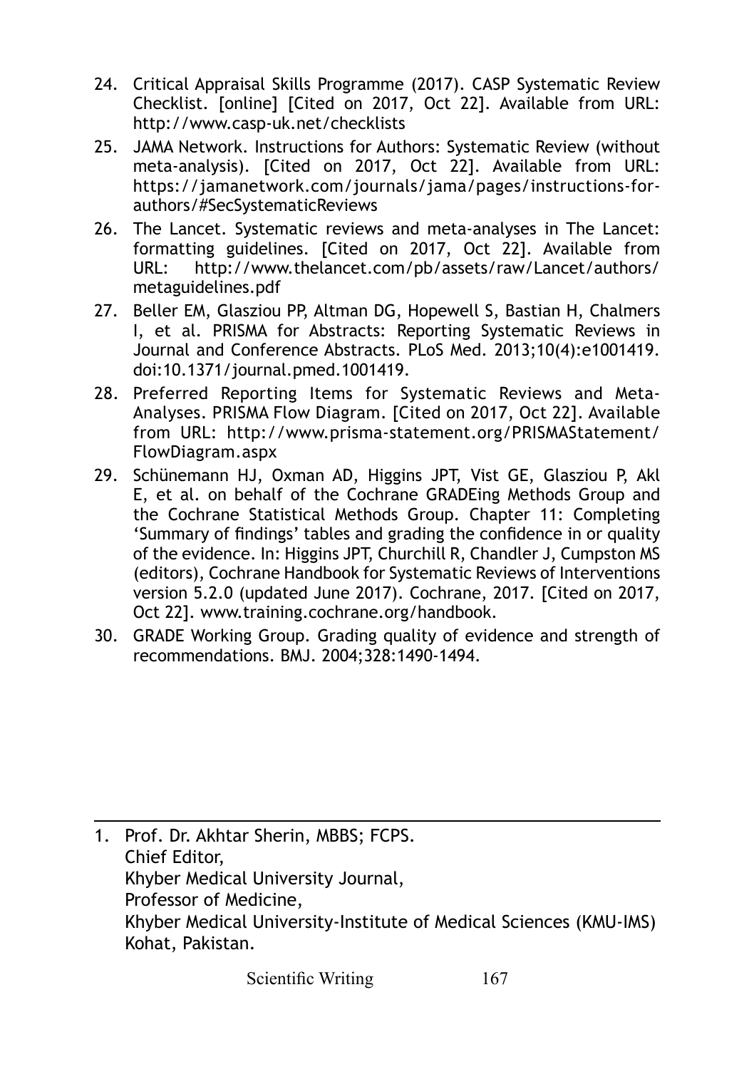24. Critical Appraisal Skills Programme (2017). CASP Systematic Review Checklist. [online] [Cited on 2017, Oct 22]. Available from URL: http://www.casp-uk.net/checklists
25. JAMA Network. Instructions for Authors: Systematic Review (without meta-analysis). [Cited on 2017, Oct 22]. Available from URL: https://jamanetwork.com/journals/jama/pages/instructions-for-authors/#SecSystematicReviews
26. The Lancet. Systematic reviews and meta-analyses in The Lancet: formatting guidelines. [Cited on 2017, Oct 22]. Available from URL: http://www.thelancet.com/pb/assets/raw/Lancet/authors/metaguidelines.pdf
27. Beller EM, Glasziou PP, Altman DG, Hopewell S, Bastian H, Chalmers I, et al. PRISMA for Abstracts: Reporting Systematic Reviews in Journal and Conference Abstracts. PLoS Med. 2013;10(4):e1001419. doi:10.1371/journal.pmed.1001419.
28. Preferred Reporting Items for Systematic Reviews and Meta-Analyses. PRISMA Flow Diagram. [Cited on 2017, Oct 22]. Available from URL: http://www.prisma-statement.org/PRISMAStatement/FlowDiagram.aspx
29. Schünemann HJ, Oxman AD, Higgins JPT, Vist GE, Glasziou P, Akl E, et al. on behalf of the Cochrane GRADEing Methods Group and the Cochrane Statistical Methods Group. Chapter 11: Completing 'Summary of findings' tables and grading the confidence in or quality of the evidence. In: Higgins JPT, Churchill R, Chandler J, Cumpston MS (editors), Cochrane Handbook for Systematic Reviews of Interventions version 5.2.0 (updated June 2017). Cochrane, 2017. [Cited on 2017, Oct 22]. www.training.cochrane.org/handbook.
30. GRADE Working Group. Grading quality of evidence and strength of recommendations. BMJ. 2004;328:1490-1494.

---

1. Prof. Dr. Akhtar Sherin, MBBS; FCPS.
   Chief Editor,
   Khyber Medical University Journal,
   Professor of Medicine,
   Khyber Medical University-Institute of Medical Sciences (KMU-IMS)
   Kohat, Pakistan.